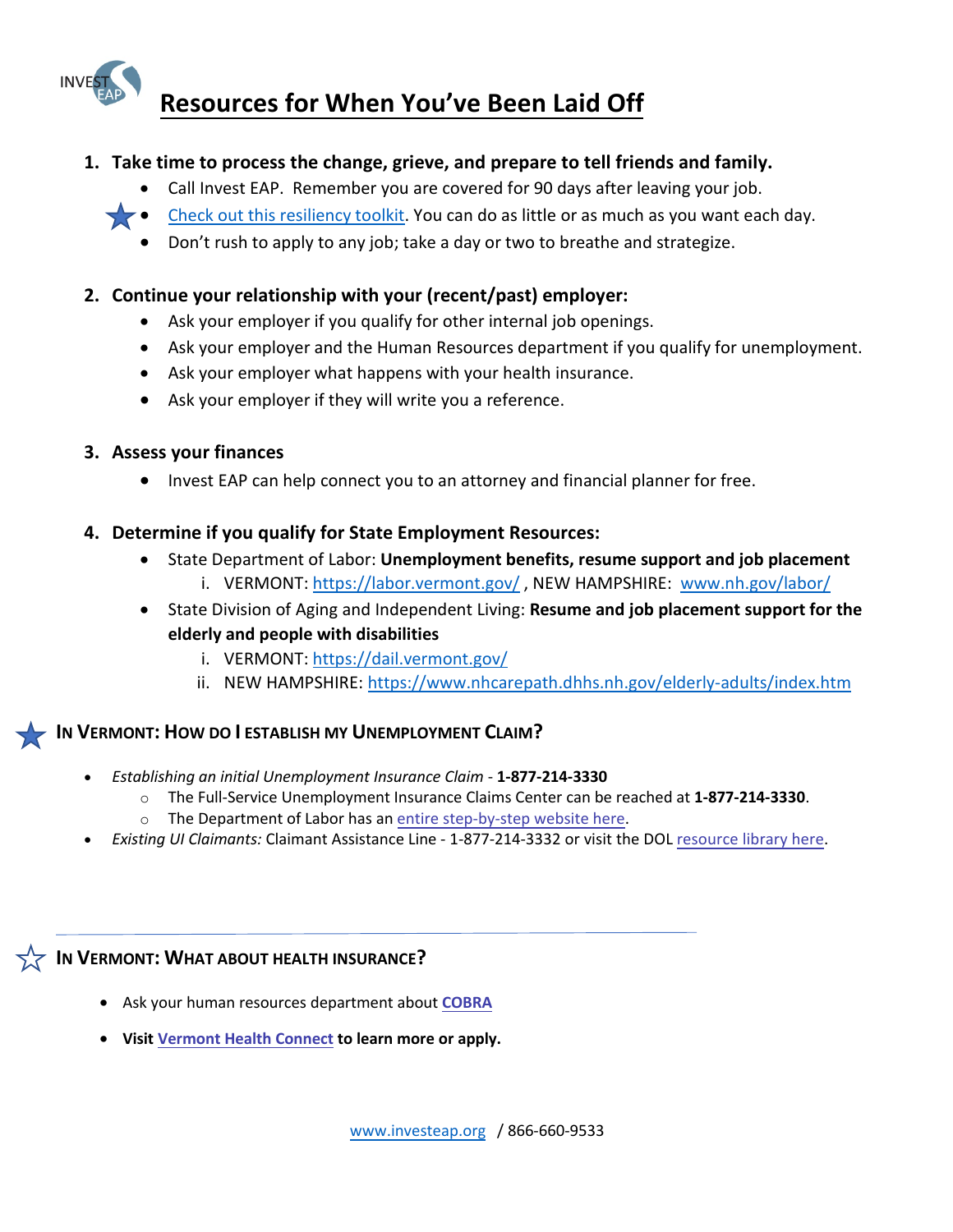# Resources for When You've Been Laid Off

1. **Take time to process the change, grieve, and prepare to tell friends and family.**
   - Call Invest EAP. Remember you are covered for 90 days after leaving your job.
   - Check out this resiliency toolkit. You can do as little or as much as you want each day.
   - Don't rush to apply to any job; take a day or two to breathe and strategize.

2. **Continue your relationship with your (recent/past) employer:**
   - Ask your employer if you qualify for other internal job openings.
   - Ask your employer and the Human Resources department if you qualify for unemployment.
   - Ask your employer what happens with your health insurance.
   - Ask your employer if they will write you a reference.

3. **Assess your finances**
   - Invest EAP can help connect you to an attorney and financial planner for free.

4. **Determine if you qualify for State Employment Resources:**
   - State Department of Labor: **Unemployment benefits, resume support and job placement**
     i. VERMONT: https://labor.vermont.gov/ , NEW HAMPSHIRE: www.nh.gov/labor/
   - State Division of Aging and Independent Living: **Resume and job placement support for the elderly and people with disabilities**
     i. VERMONT: https://dail.vermont.gov/
     ii. NEW HAMPSHIRE: https://www.nhcarepath.dhhs.nh.gov/elderly-adults/index.htm

## In Vermont: How do I establish my Unemployment Claim?

- *Establishing an initial Unemployment Insurance Claim* - **1-877-214-3330**
  - The Full-Service Unemployment Insurance Claims Center can be reached at **1-877-214-3330**.
  - The Department of Labor has an entire step-by-step website here.
- *Existing UI Claimants:* Claimant Assistance Line - 1-877-214-3332 or visit the DOL resource library here.

---

## In Vermont: What about Health Insurance?

- Ask your human resources department about **COBRA**
- **Visit Vermont Health Connect to learn more or apply.**

www.investeap.org / 866-660-9533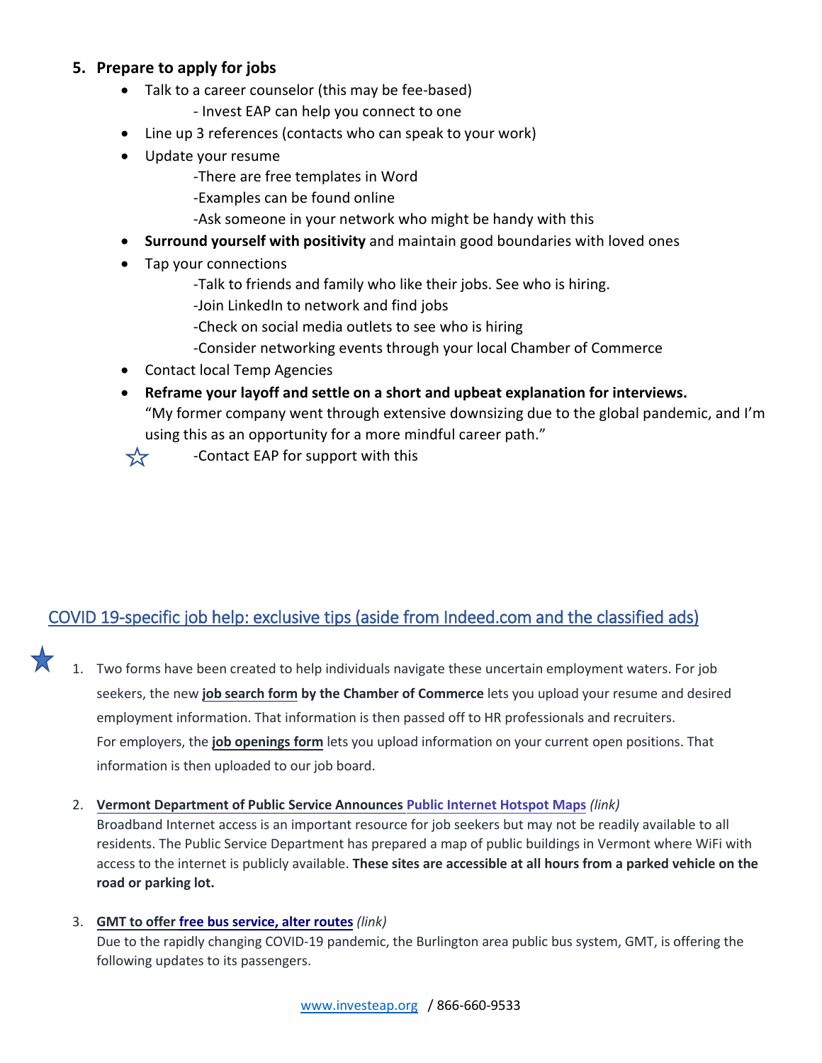5. **Prepare to apply for jobs**
   - Talk to a career counselor (this may be fee-based)
     - Invest EAP can help you connect to one
   - Line up 3 references (contacts who can speak to your work)
   - Update your resume
     - There are free templates in Word
     - Examples can be found online
     - Ask someone in your network who might be handy with this
   - **Surround yourself with positivity** and maintain good boundaries with loved ones
   - Tap your connections
     - Talk to friends and family who like their jobs. See who is hiring.
     - Join LinkedIn to network and find jobs
     - Check on social media outlets to see who is hiring
     - Consider networking events through your local Chamber of Commerce
   - Contact local Temp Agencies
   - **Reframe your layoff and settle on a short and upbeat explanation for interviews.**
     "My former company went through extensive downsizing due to the global pandemic, and I'm using this as an opportunity for a more mindful career path."
     - ☆ Contact EAP for support with this

## COVID 19-specific job help: exclusive tips (aside from Indeed.com and the classified ads)

1. ★ Two forms have been created to help individuals navigate these uncertain employment waters. For job seekers, the new **job search form by the Chamber of Commerce** lets you upload your resume and desired employment information. That information is then passed off to HR professionals and recruiters.
   For employers, the **job openings form** lets you upload information on your current open positions. That information is then uploaded to our job board.

2. **Vermont Department of Public Service Announces Public Internet Hotspot Maps** *(link)*
   Broadband Internet access is an important resource for job seekers but may not be readily available to all residents. The Public Service Department has prepared a map of public buildings in Vermont where WiFi with access to the internet is publicly available. **These sites are accessible at all hours from a parked vehicle on the road or parking lot.**

3. **GMT to offer free bus service, alter routes** *(link)*
   Due to the rapidly changing COVID-19 pandemic, the Burlington area public bus system, GMT, is offering the following updates to its passengers.

www.investeap.org / 866-660-9533